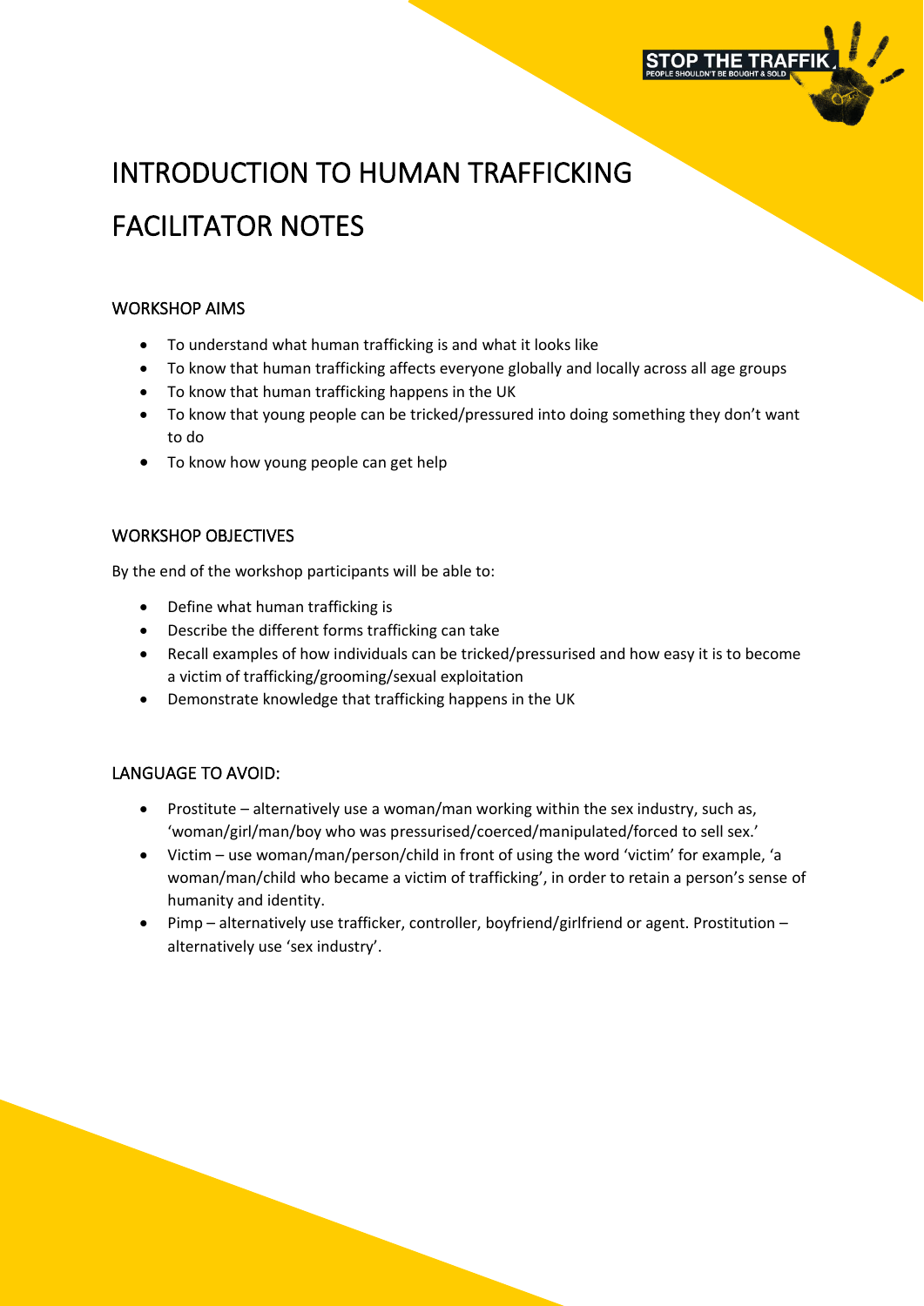# INTRODUCTION TO HUMAN TRAFFICKING

# FACILITATOR NOTES

## WORKSHOP AIMS

- To understand what human trafficking is and what it looks like
- To know that human trafficking affects everyone globally and locally across all age groups
- To know that human trafficking happens in the UK
- To know that young people can be tricked/pressured into doing something they don't want to do
- To know how young people can get help

## WORKSHOP OBJECTIVES

By the end of the workshop participants will be able to:

- Define what human trafficking is
- Describe the different forms trafficking can take
- Recall examples of how individuals can be tricked/pressurised and how easy it is to become a victim of trafficking/grooming/sexual exploitation
- Demonstrate knowledge that trafficking happens in the UK

## LANGUAGE TO AVOID:

- Prostitute – alternatively use a woman/man working within the sex industry, such as, 'woman/girl/man/boy who was pressurised/coerced/manipulated/forced to sell sex.'
- Victim – use woman/man/person/child in front of using the word 'victim' for example, 'a woman/man/child who became a victim of trafficking', in order to retain a person's sense of humanity and identity.
- Pimp – alternatively use trafficker, controller, boyfriend/girlfriend or agent. Prostitution – alternatively use 'sex industry'.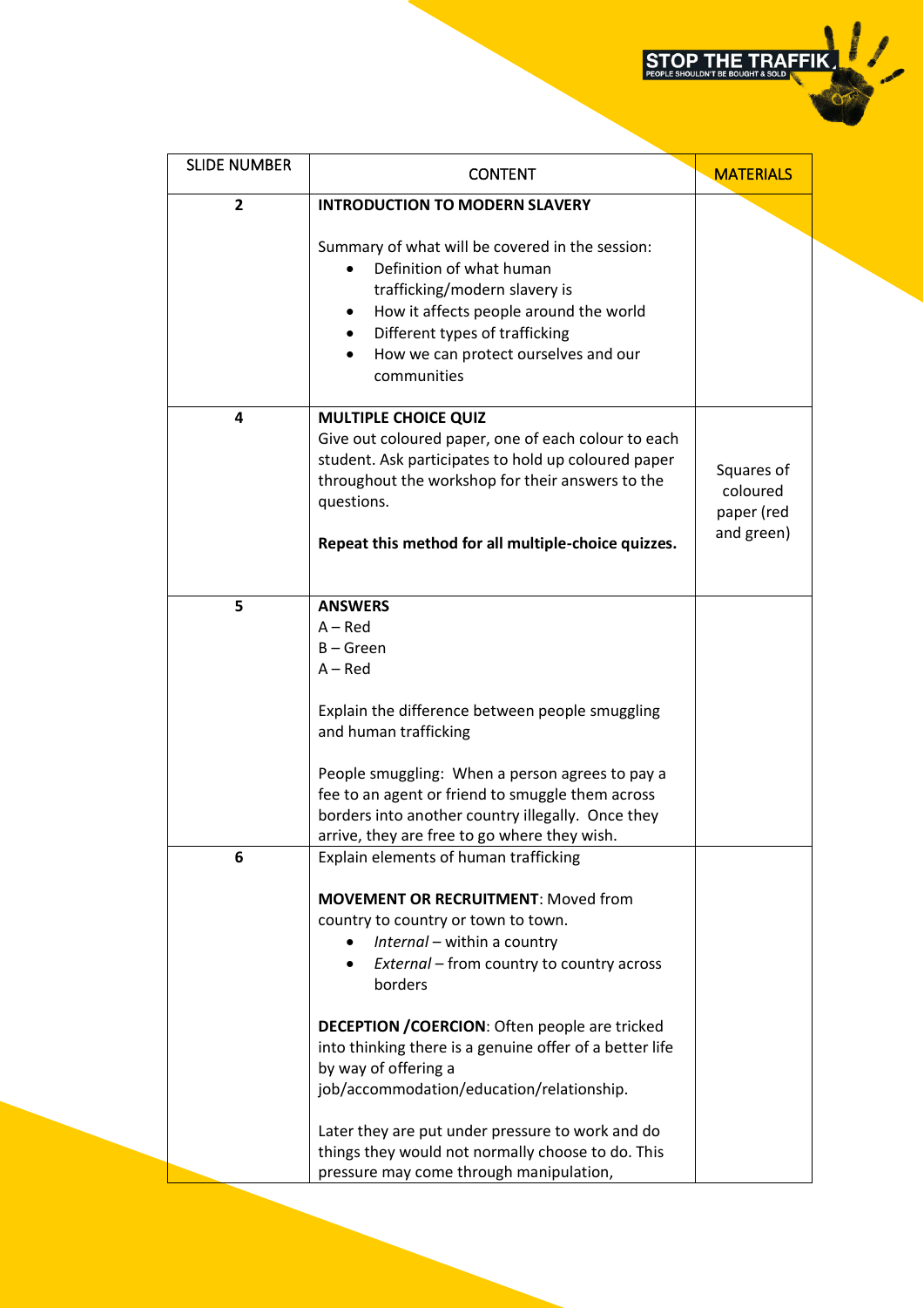| SLIDE NUMBER | CONTENT | MATERIALS |
|---|---|---|
| **2** | **INTRODUCTION TO MODERN SLAVERY**<br><br>Summary of what will be covered in the session:<br>• Definition of what human trafficking/modern slavery is<br>• How it affects people around the world<br>• Different types of trafficking<br>• How we can protect ourselves and our communities | |
| **4** | **MULTIPLE CHOICE QUIZ**<br>Give out coloured paper, one of each colour to each student. Ask participates to hold up coloured paper throughout the workshop for their answers to the questions.<br><br>**Repeat this method for all multiple-choice quizzes.** | Squares of coloured paper (red and green) |
| **5** | **ANSWERS**<br>A – Red<br>B – Green<br>A – Red<br><br>Explain the difference between people smuggling and human trafficking<br><br>People smuggling: When a person agrees to pay a fee to an agent or friend to smuggle them across borders into another country illegally. Once they arrive, they are free to go where they wish. | |
| **6** | Explain elements of human trafficking<br><br>**MOVEMENT OR RECRUITMENT**: Moved from country to country or town to town.<br>• *Internal* – within a country<br>• *External* – from country to country across borders<br><br>**DECEPTION /COERCION**: Often people are tricked into thinking there is a genuine offer of a better life by way of offering a job/accommodation/education/relationship.<br><br>Later they are put under pressure to work and do things they would not normally choose to do. This pressure may come through manipulation, | |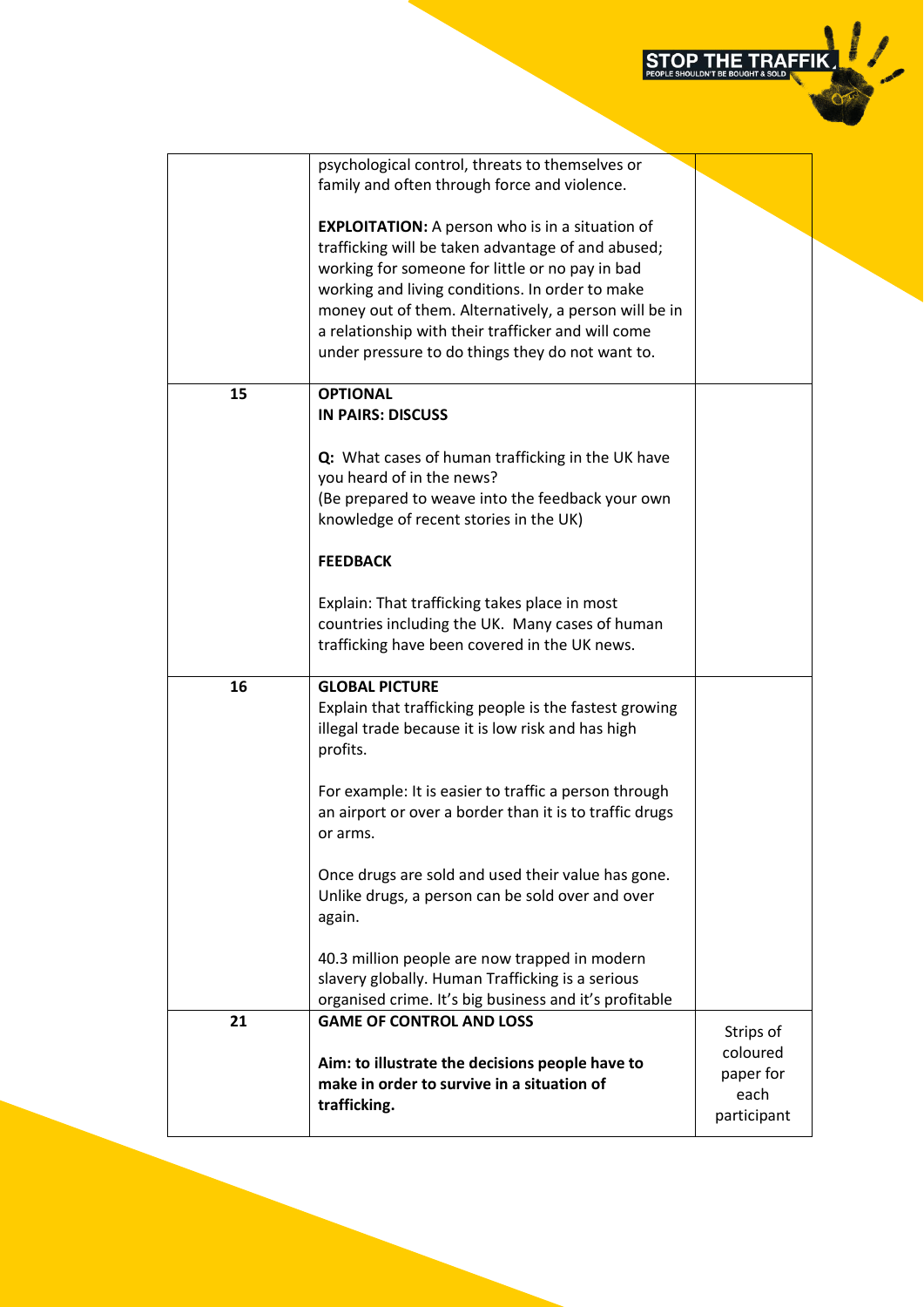| | | |
|---|---|---|
| | psychological control, threats to themselves or family and often through force and violence.<br><br>**EXPLOITATION:** A person who is in a situation of trafficking will be taken advantage of and abused; working for someone for little or no pay in bad working and living conditions. In order to make money out of them. Alternatively, a person will be in a relationship with their trafficker and will come under pressure to do things they do not want to. | |
| 15 | **OPTIONAL**<br>**IN PAIRS: DISCUSS**<br><br>**Q:** What cases of human trafficking in the UK have you heard of in the news?<br>(Be prepared to weave into the feedback your own knowledge of recent stories in the UK)<br><br>**FEEDBACK**<br><br>Explain: That trafficking takes place in most countries including the UK. Many cases of human trafficking have been covered in the UK news. | |
| 16 | **GLOBAL PICTURE**<br>Explain that trafficking people is the fastest growing illegal trade because it is low risk and has high profits.<br><br>For example: It is easier to traffic a person through an airport or over a border than it is to traffic drugs or arms.<br><br>Once drugs are sold and used their value has gone. Unlike drugs, a person can be sold over and over again.<br><br>40.3 million people are now trapped in modern slavery globally. Human Trafficking is a serious organised crime. It's big business and it's profitable | |
| 21 | **GAME OF CONTROL AND LOSS**<br><br>**Aim: to illustrate the decisions people have to make in order to survive in a situation of trafficking.** | Strips of coloured paper for each participant |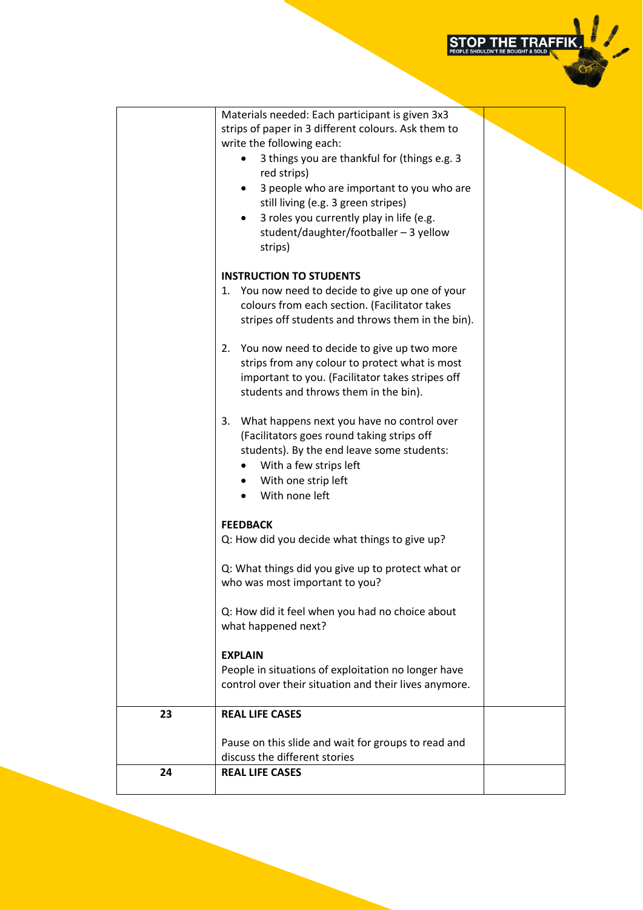| | | |
|---|---|---|
| | Materials needed: Each participant is given 3x3 strips of paper in 3 different colours. Ask them to write the following each:<br>• 3 things you are thankful for (things e.g. 3 red strips)<br>• 3 people who are important to you who are still living (e.g. 3 green stripes)<br>• 3 roles you currently play in life (e.g. student/daughter/footballer – 3 yellow strips)<br><br>**INSTRUCTION TO STUDENTS**<br>1. You now need to decide to give up one of your colours from each section. (Facilitator takes stripes off students and throws them in the bin).<br><br>2. You now need to decide to give up two more strips from any colour to protect what is most important to you. (Facilitator takes stripes off students and throws them in the bin).<br><br>3. What happens next you have no control over (Facilitators goes round taking strips off students). By the end leave some students:<br>• With a few strips left<br>• With one strip left<br>• With none left<br><br>**FEEDBACK**<br>Q: How did you decide what things to give up?<br><br>Q: What things did you give up to protect what or who was most important to you?<br><br>Q: How did it feel when you had no choice about what happened next?<br><br>**EXPLAIN**<br>People in situations of exploitation no longer have control over their situation and their lives anymore. | |
| 23 | **REAL LIFE CASES**<br><br>Pause on this slide and wait for groups to read and discuss the different stories | |
| 24 | **REAL LIFE CASES** | |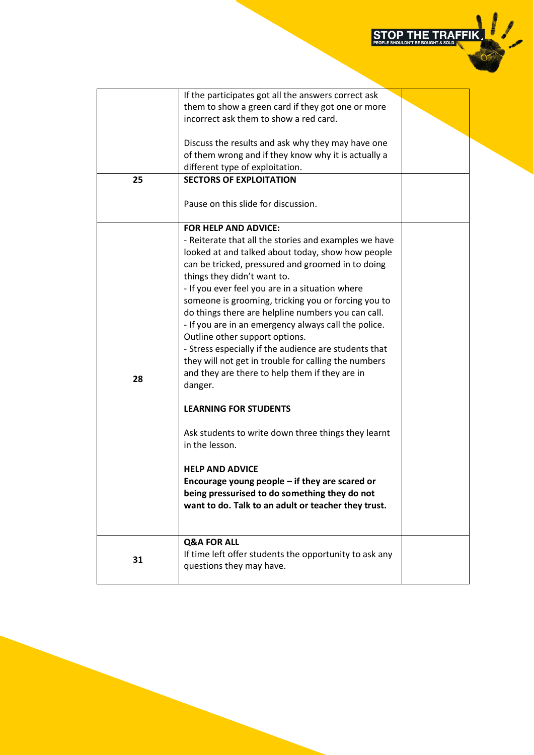| | | |
|---|---|---|
| | If the participates got all the answers correct ask them to show a green card if they got one or more incorrect ask them to show a red card.<br><br>Discuss the results and ask why they may have one of them wrong and if they know why it is actually a different type of exploitation. | |
| 25 | **SECTORS OF EXPLOITATION**<br><br>Pause on this slide for discussion. | |
| 28 | **FOR HELP AND ADVICE:**<br>- Reiterate that all the stories and examples we have looked at and talked about today, show how people can be tricked, pressured and groomed in to doing things they didn't want to.<br>- If you ever feel you are in a situation where someone is grooming, tricking you or forcing you to do things there are helpline numbers you can call.<br>- If you are in an emergency always call the police. Outline other support options.<br>- Stress especially if the audience are students that they will not get in trouble for calling the numbers and they are there to help them if they are in danger.<br><br>**LEARNING FOR STUDENTS**<br><br>Ask students to write down three things they learnt in the lesson.<br><br>**HELP AND ADVICE**<br>**Encourage young people – if they are scared or being pressurised to do something they do not want to do. Talk to an adult or teacher they trust.** | |
| 31 | **Q&A FOR ALL**<br>If time left offer students the opportunity to ask any questions they may have. | |